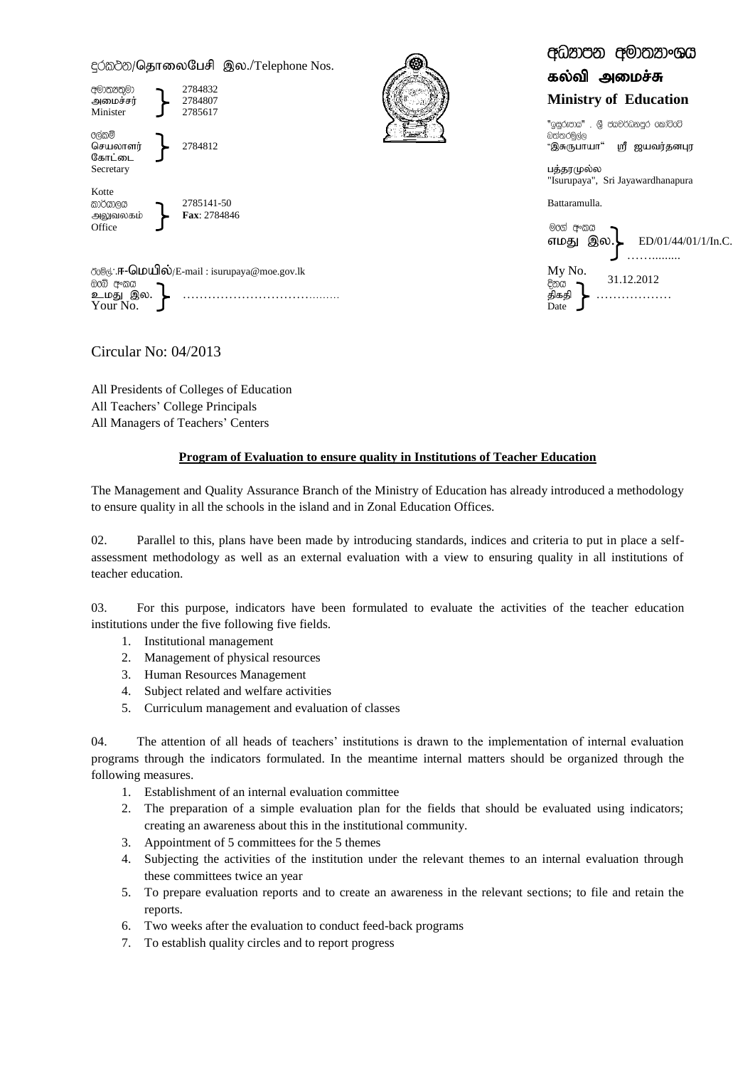දුරකථන/தொலைபேசி இல./Telephone Nos.

| | | |
|---|---|---|
| අමාත්‍යතුමා / அமைச்சர் / Minister | } | 2784832<br>2784807<br>2785617 |
| ලේකම් / செயலாளர் / Secretary | } | 2784812 |
| கோட்டை Kotte | | |
| කාර්යාලය / அலுவலகம் / Office | } | 2785141-50<br>**Fax**: 2784846 |

ඊමේල්:ஈ-மெயில்/E-mail : isurupaya@moe.gov.lk

ඔබේ අංකය / உமது இல. / Your No. } …………………………………

# අධ්‍යාපන අමාත්‍යාංශය
# கல்வி அமைச்சு
# Ministry of Education

"ඉසුරුපාය" , ශ්‍රී ජයවර්ධනපුර කෝට්ටේ බත්තරමුල්ල
"இசுருபாயா" ஸ்ரீ ஜயவர்தனபுர பத்தரமுல்ல
"Isurupaya", Sri Jayawardhanapura Battaramulla.

මගේ අංකය / எமது இல. / My No. } ED/01/44/01/1/In.C. ……..........

දිනය / திகதி / Date } 31.12.2012 ………………

Circular No: 04/2013

All Presidents of Colleges of Education
All Teachers' College Principals
All Managers of Teachers' Centers

**Program of Evaluation to ensure quality in Institutions of Teacher Education**

The Management and Quality Assurance Branch of the Ministry of Education has already introduced a methodology to ensure quality in all the schools in the island and in Zonal Education Offices.

02. Parallel to this, plans have been made by introducing standards, indices and criteria to put in place a self-assessment methodology as well as an external evaluation with a view to ensuring quality in all institutions of teacher education.

03. For this purpose, indicators have been formulated to evaluate the activities of the teacher education institutions under the five following five fields.

1. Institutional management
2. Management of physical resources
3. Human Resources Management
4. Subject related and welfare activities
5. Curriculum management and evaluation of classes

04. The attention of all heads of teachers' institutions is drawn to the implementation of internal evaluation programs through the indicators formulated. In the meantime internal matters should be organized through the following measures.

1. Establishment of an internal evaluation committee
2. The preparation of a simple evaluation plan for the fields that should be evaluated using indicators; creating an awareness about this in the institutional community.
3. Appointment of 5 committees for the 5 themes
4. Subjecting the activities of the institution under the relevant themes to an internal evaluation through these committees twice an year
5. To prepare evaluation reports and to create an awareness in the relevant sections; to file and retain the reports.
6. Two weeks after the evaluation to conduct feed-back programs
7. To establish quality circles and to report progress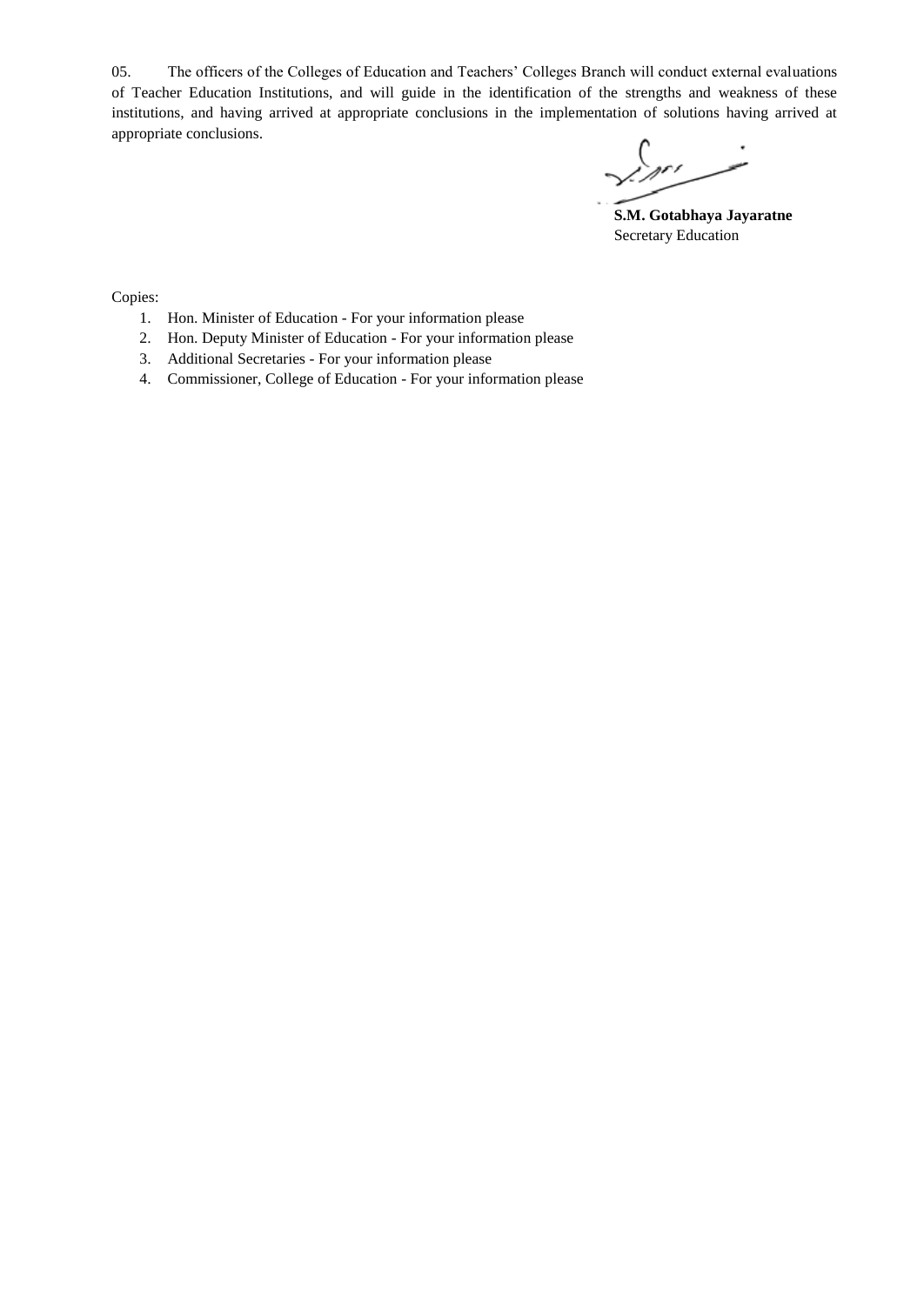05. The officers of the Colleges of Education and Teachers' Colleges Branch will conduct external evaluations of Teacher Education Institutions, and will guide in the identification of the strengths and weakness of these institutions, and having arrived at appropriate conclusions in the implementation of solutions having arrived at appropriate conclusions.

**S.M. Gotabhaya Jayaratne**
Secretary Education

Copies:

1. Hon. Minister of Education - For your information please
2. Hon. Deputy Minister of Education - For your information please
3. Additional Secretaries - For your information please
4. Commissioner, College of Education - For your information please